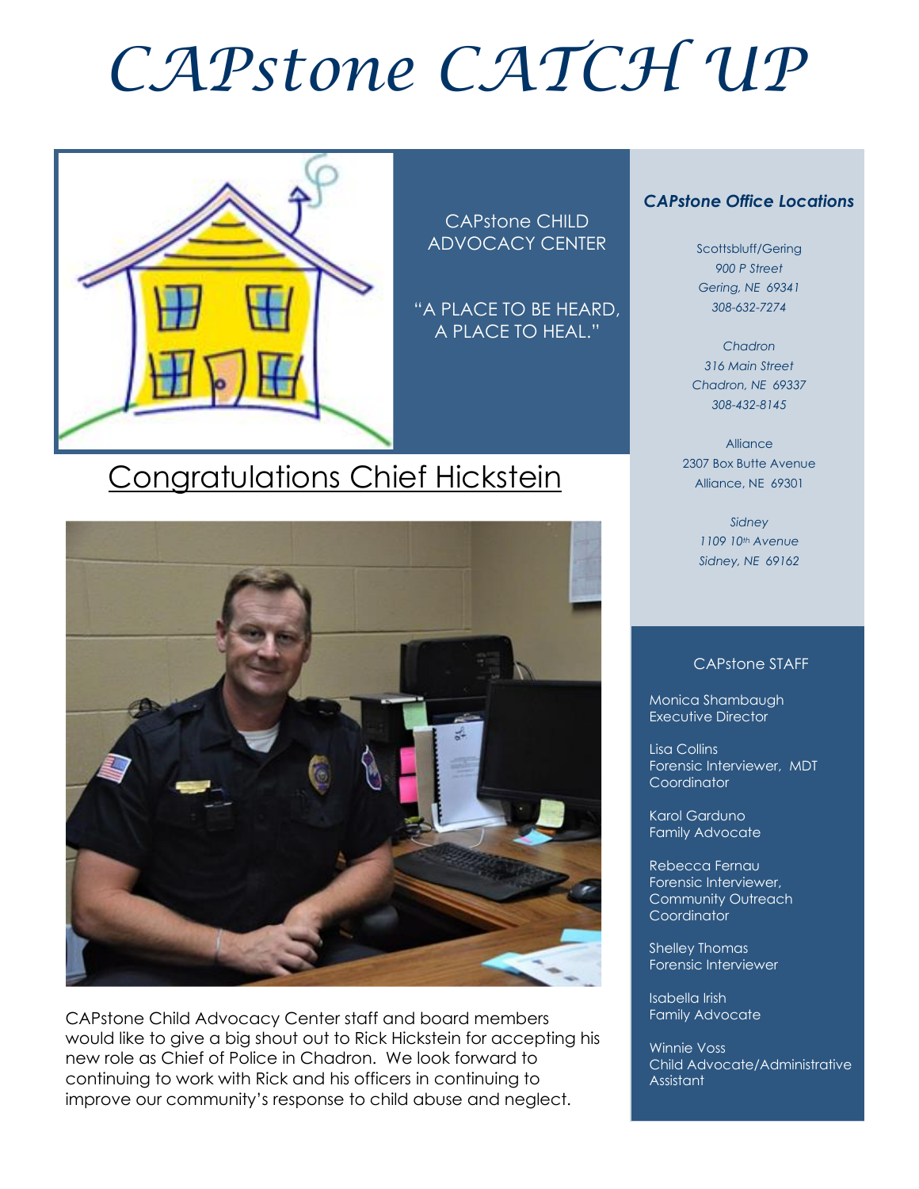# CAPstone CATCH UP

CAPstone CHILD ADVOCACY CENTER

"A PLACE TO BE HEARD, A PLACE TO HEAL."

## Congratulations Chief Hickstein

CAPstone Child Advocacy Center staff and board members would like to give a big shout out to Rick Hickstein for accepting his new role as Chief of Police in Chadron. We look forward to continuing to work with Rick and his officers in continuing to improve our community's response to child abuse and neglect.

### *CAPstone Office Locations*

Scottsbluff/Gering
*900 P Street*
*Gering, NE 69341*
*308-632-7274*

*Chadron*
*316 Main Street*
*Chadron, NE 69337*
*308-432-8145*

Alliance
2307 Box Butte Avenue
Alliance, NE 69301

*Sidney*
*1109 10th Avenue*
*Sidney, NE 69162*

### CAPstone STAFF

Monica Shambaugh
Executive Director

Lisa Collins
Forensic Interviewer, MDT Coordinator

Karol Garduno
Family Advocate

Rebecca Fernau
Forensic Interviewer, Community Outreach Coordinator

Shelley Thomas
Forensic Interviewer

Isabella Irish
Family Advocate

Winnie Voss
Child Advocate/Administrative Assistant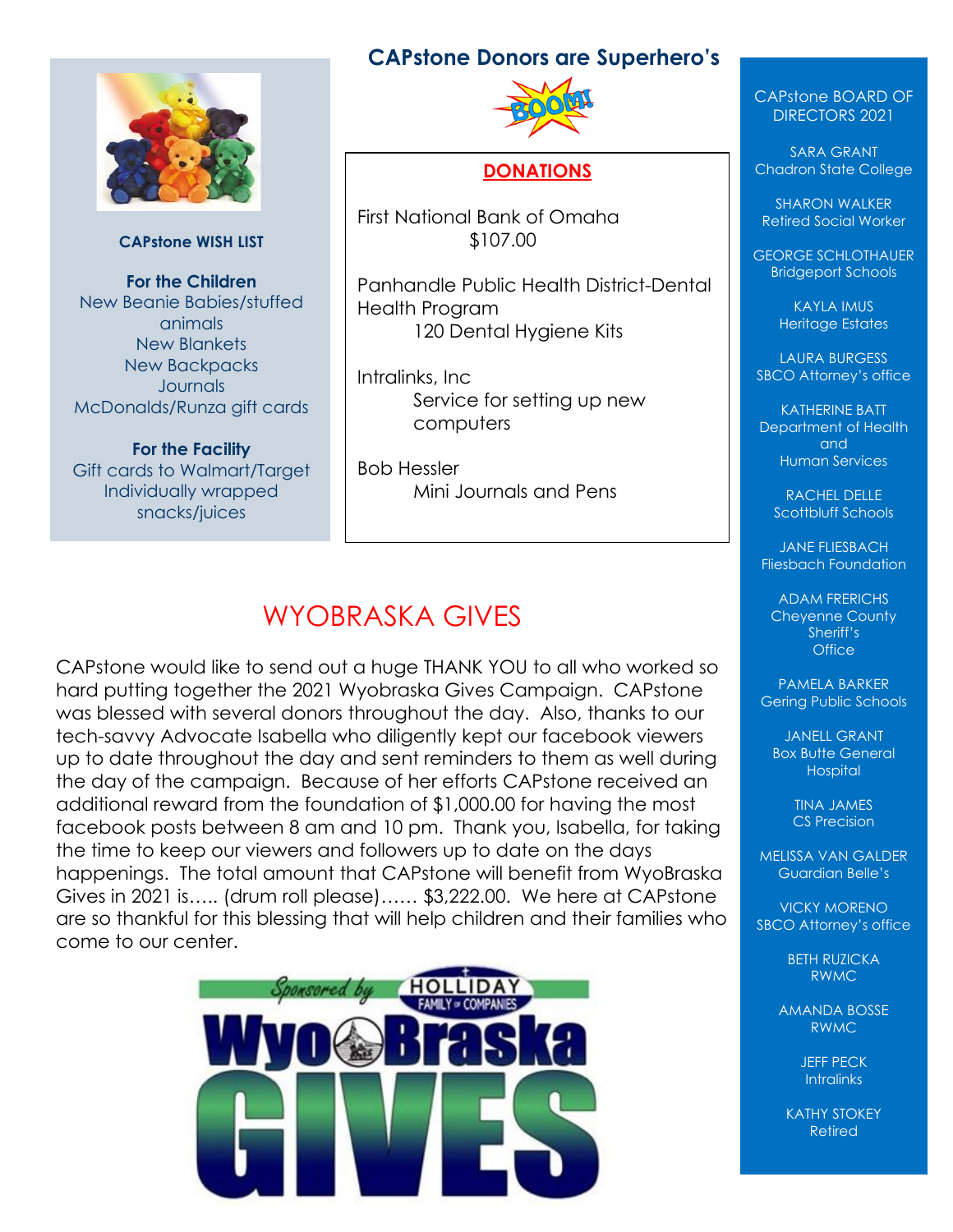**CAPstone WISH LIST**

**For the Children**
New Beanie Babies/stuffed animals
New Blankets
New Backpacks
Journals
McDonalds/Runza gift cards

**For the Facility**
Gift cards to Walmart/Target
Individually wrapped snacks/juices

## CAPstone Donors are Superhero's

**DONATIONS**

First National Bank of Omaha
$107.00

Panhandle Public Health District-Dental Health Program
120 Dental Hygiene Kits

Intralinks, Inc
Service for setting up new computers

Bob Hessler
Mini Journals and Pens

# WYOBRASKA GIVES

CAPstone would like to send out a huge THANK YOU to all who worked so hard putting together the 2021 Wyobraska Gives Campaign. CAPstone was blessed with several donors throughout the day. Also, thanks to our tech-savvy Advocate Isabella who diligently kept our facebook viewers up to date throughout the day and sent reminders to them as well during the day of the campaign. Because of her efforts CAPstone received an additional reward from the foundation of $1,000.00 for having the most facebook posts between 8 am and 10 pm. Thank you, Isabella, for taking the time to keep our viewers and followers up to date on the days happenings. The total amount that CAPstone will benefit from WyoBraska Gives in 2021 is….. (drum roll please)…… $3,222.00. We here at CAPstone are so thankful for this blessing that will help children and their families who come to our center.

Sponsored by HOLLIDAY FAMILY of COMPANIES
WyoBraska GIVES

CAPstone BOARD OF DIRECTORS 2021

SARA GRANT
Chadron State College

SHARON WALKER
Retired Social Worker

GEORGE SCHLOTHAUER
Bridgeport Schools

KAYLA IMUS
Heritage Estates

LAURA BURGESS
SBCO Attorney's office

KATHERINE BATT
Department of Health and Human Services

RACHEL DELLE
Scottbluff Schools

JANE FLIESBACH
Fliesbach Foundation

ADAM FRERICHS
Cheyenne County Sheriff's Office

PAMELA BARKER
Gering Public Schools

JANELL GRANT
Box Butte General Hospital

TINA JAMES
CS Precision

MELISSA VAN GALDER
Guardian Belle's

VICKY MORENO
SBCO Attorney's office

BETH RUZICKA
RWMC

AMANDA BOSSE
RWMC

JEFF PECK
Intralinks

KATHY STOKEY
Retired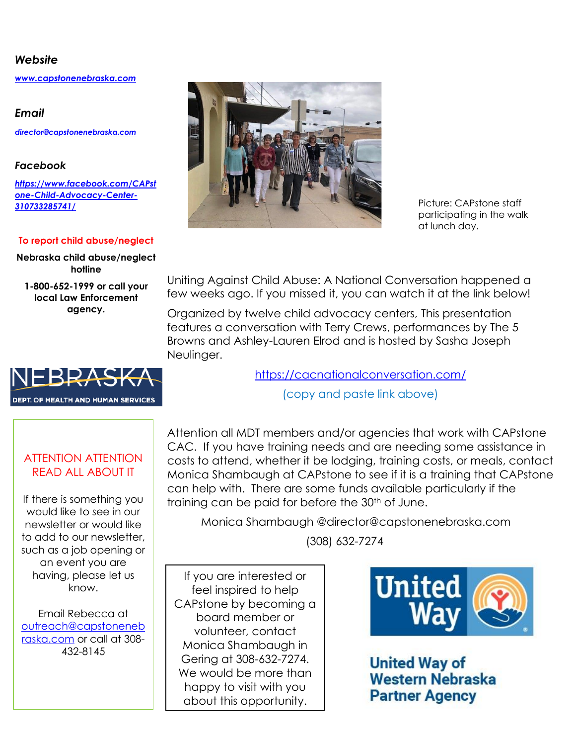***Website***

[***www.capstonenebraska.com***](http://www.capstonenebraska.com)

***Email***

[***director@capstonenebraska.com***](mailto:director@capstonenebraska.com)

***Facebook***

[***https://www.facebook.com/CAPstone-Child-Advocacy-Center-310733285741/***](https://www.facebook.com/CAPstone-Child-Advocacy-Center-310733285741/)

**To report child abuse/neglect**

**Nebraska child abuse/neglect hotline**

**1-800-652-1999 or call your local Law Enforcement agency.**

Picture: CAPstone staff participating in the walk at lunch day.

Uniting Against Child Abuse: A National Conversation happened a few weeks ago. If you missed it, you can watch it at the link below!

Organized by twelve child advocacy centers, This presentation features a conversation with Terry Crews, performances by The 5 Browns and Ashley-Lauren Elrod and is hosted by Sasha Joseph Neulinger.

[https://cacnationalconversation.com/](https://cacnationalconversation.com/)

(copy and paste link above)

NEBRASKA DEPT. OF HEALTH AND HUMAN SERVICES

Attention all MDT members and/or agencies that work with CAPstone CAC. If you have training needs and are needing some assistance in costs to attend, whether it be lodging, training costs, or meals, contact Monica Shambaugh at CAPstone to see if it is a training that CAPstone can help with. There are some funds available particularly if the training can be paid for before the 30th of June.

Monica Shambaugh @director@capstonenebraska.com

(308) 632-7274

ATTENTION ATTENTION READ ALL ABOUT IT

If there is something you would like to see in our newsletter or would like to add to our newsletter, such as a job opening or an event you are having, please let us know.

Email Rebecca at [outreach@capstonenebraska.com](mailto:outreach@capstonenebraska.com) or call at 308-432-8145

If you are interested or feel inspired to help CAPstone by becoming a board member or volunteer, contact Monica Shambaugh in Gering at 308-632-7274. We would be more than happy to visit with you about this opportunity.

United Way

**United Way of Western Nebraska Partner Agency**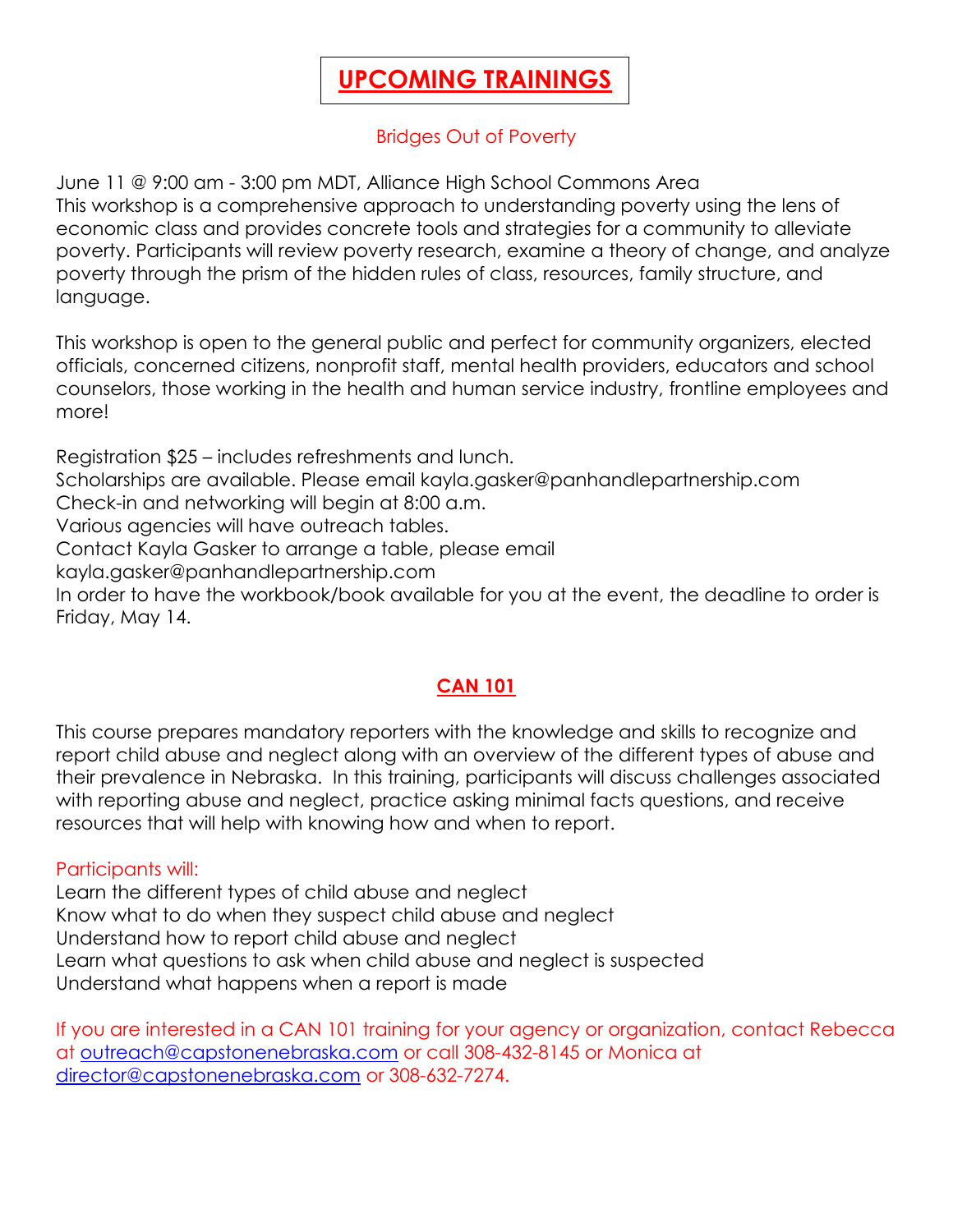# UPCOMING TRAININGS

## Bridges Out of Poverty

June 11 @ 9:00 am - 3:00 pm MDT, Alliance High School Commons Area
This workshop is a comprehensive approach to understanding poverty using the lens of economic class and provides concrete tools and strategies for a community to alleviate poverty. Participants will review poverty research, examine a theory of change, and analyze poverty through the prism of the hidden rules of class, resources, family structure, and language.

This workshop is open to the general public and perfect for community organizers, elected officials, concerned citizens, nonprofit staff, mental health providers, educators and school counselors, those working in the health and human service industry, frontline employees and more!

Registration $25 – includes refreshments and lunch.
Scholarships are available. Please email kayla.gasker@panhandlepartnership.com
Check-in and networking will begin at 8:00 a.m.
Various agencies will have outreach tables.
Contact Kayla Gasker to arrange a table, please email kayla.gasker@panhandlepartnership.com
In order to have the workbook/book available for you at the event, the deadline to order is Friday, May 14.

## CAN 101

This course prepares mandatory reporters with the knowledge and skills to recognize and report child abuse and neglect along with an overview of the different types of abuse and their prevalence in Nebraska. In this training, participants will discuss challenges associated with reporting abuse and neglect, practice asking minimal facts questions, and receive resources that will help with knowing how and when to report.

Participants will:

Learn the different types of child abuse and neglect
Know what to do when they suspect child abuse and neglect
Understand how to report child abuse and neglect
Learn what questions to ask when child abuse and neglect is suspected
Understand what happens when a report is made

If you are interested in a CAN 101 training for your agency or organization, contact Rebecca at outreach@capstonenebraska.com or call 308-432-8145 or Monica at director@capstonenebraska.com or 308-632-7274.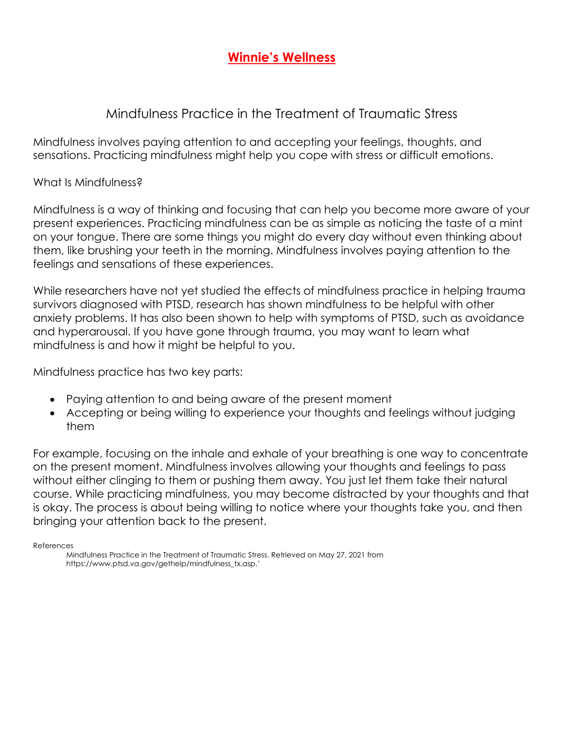# **Winnie's Wellness**

## Mindfulness Practice in the Treatment of Traumatic Stress

Mindfulness involves paying attention to and accepting your feelings, thoughts, and sensations. Practicing mindfulness might help you cope with stress or difficult emotions.

What Is Mindfulness?

Mindfulness is a way of thinking and focusing that can help you become more aware of your present experiences. Practicing mindfulness can be as simple as noticing the taste of a mint on your tongue. There are some things you might do every day without even thinking about them, like brushing your teeth in the morning. Mindfulness involves paying attention to the feelings and sensations of these experiences.

While researchers have not yet studied the effects of mindfulness practice in helping trauma survivors diagnosed with PTSD, research has shown mindfulness to be helpful with other anxiety problems. It has also been shown to help with symptoms of PTSD, such as avoidance and hyperarousal. If you have gone through trauma, you may want to learn what mindfulness is and how it might be helpful to you.

Mindfulness practice has two key parts:

- Paying attention to and being aware of the present moment
- Accepting or being willing to experience your thoughts and feelings without judging them

For example, focusing on the inhale and exhale of your breathing is one way to concentrate on the present moment. Mindfulness involves allowing your thoughts and feelings to pass without either clinging to them or pushing them away. You just let them take their natural course. While practicing mindfulness, you may become distracted by your thoughts and that is okay. The process is about being willing to notice where your thoughts take you, and then bringing your attention back to the present.

References

Mindfulness Practice in the Treatment of Traumatic Stress. Retrieved on May 27, 2021 from https://www.ptsd.va.gov/gethelp/mindfulness_tx.asp.'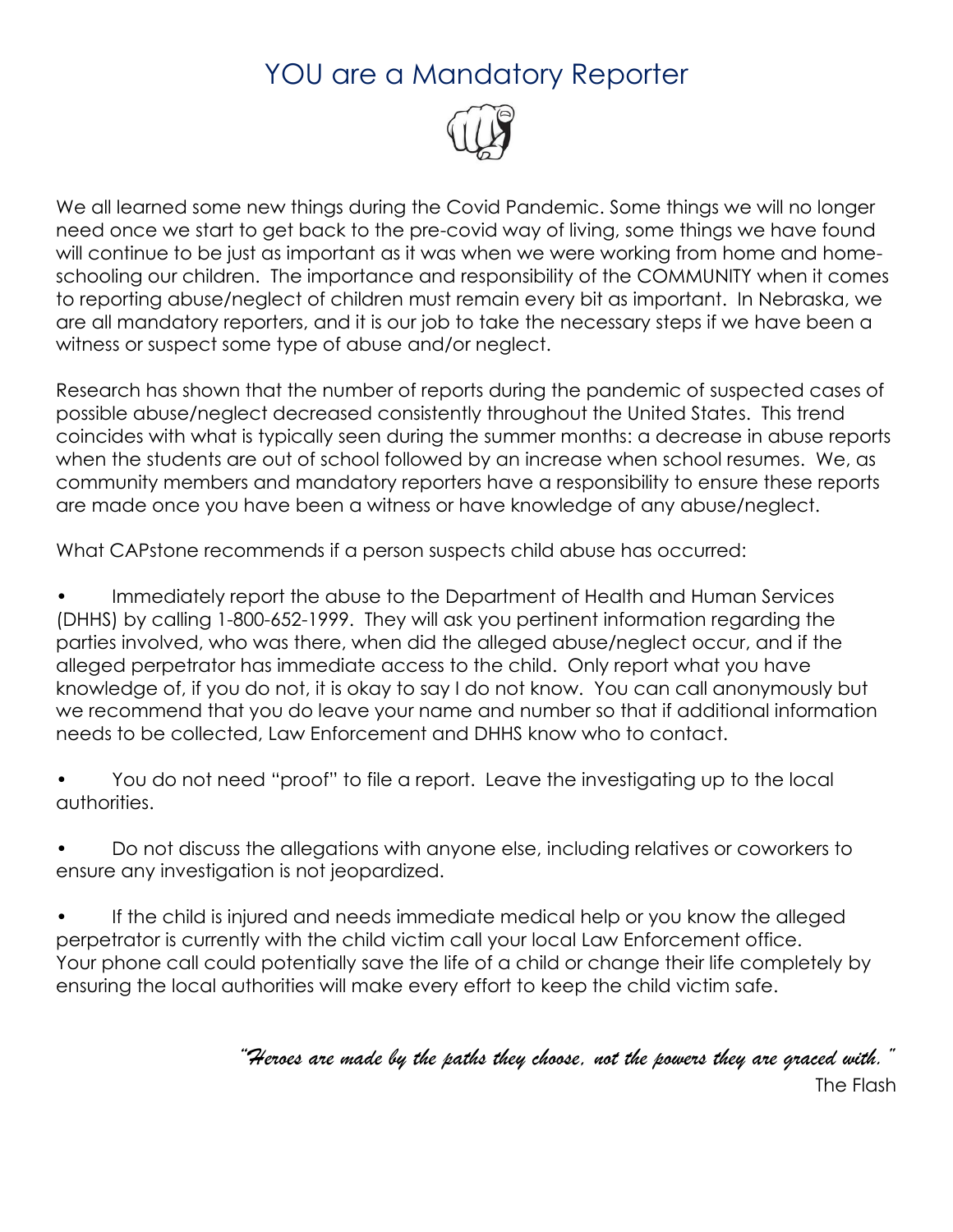# YOU are a Mandatory Reporter

We all learned some new things during the Covid Pandemic. Some things we will no longer need once we start to get back to the pre-covid way of living, some things we have found will continue to be just as important as it was when we were working from home and home-schooling our children. The importance and responsibility of the COMMUNITY when it comes to reporting abuse/neglect of children must remain every bit as important. In Nebraska, we are all mandatory reporters, and it is our job to take the necessary steps if we have been a witness or suspect some type of abuse and/or neglect.

Research has shown that the number of reports during the pandemic of suspected cases of possible abuse/neglect decreased consistently throughout the United States. This trend coincides with what is typically seen during the summer months: a decrease in abuse reports when the students are out of school followed by an increase when school resumes. We, as community members and mandatory reporters have a responsibility to ensure these reports are made once you have been a witness or have knowledge of any abuse/neglect.

What CAPstone recommends if a person suspects child abuse has occurred:

- Immediately report the abuse to the Department of Health and Human Services (DHHS) by calling 1-800-652-1999. They will ask you pertinent information regarding the parties involved, who was there, when did the alleged abuse/neglect occur, and if the alleged perpetrator has immediate access to the child. Only report what you have knowledge of, if you do not, it is okay to say I do not know. You can call anonymously but we recommend that you do leave your name and number so that if additional information needs to be collected, Law Enforcement and DHHS know who to contact.

- You do not need "proof" to file a report. Leave the investigating up to the local authorities.

- Do not discuss the allegations with anyone else, including relatives or coworkers to ensure any investigation is not jeopardized.

- If the child is injured and needs immediate medical help or you know the alleged perpetrator is currently with the child victim call your local Law Enforcement office.

Your phone call could potentially save the life of a child or change their life completely by ensuring the local authorities will make every effort to keep the child victim safe.

*"Heroes are made by the paths they choose, not the powers they are graced with."*

The Flash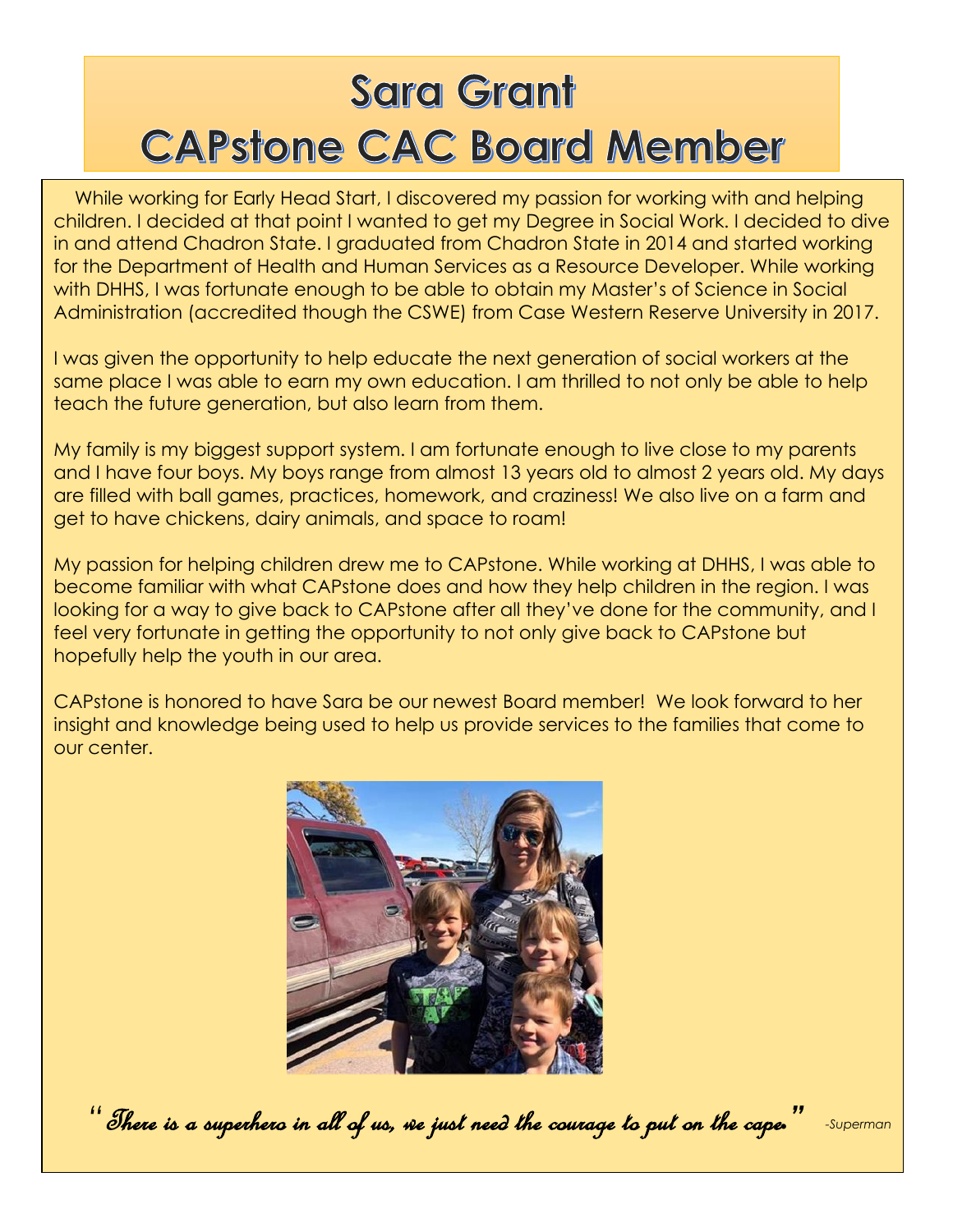# Sara Grant

# CAPstone CAC Board Member

While working for Early Head Start, I discovered my passion for working with and helping children. I decided at that point I wanted to get my Degree in Social Work. I decided to dive in and attend Chadron State. I graduated from Chadron State in 2014 and started working for the Department of Health and Human Services as a Resource Developer. While working with DHHS, I was fortunate enough to be able to obtain my Master's of Science in Social Administration (accredited though the CSWE) from Case Western Reserve University in 2017.

I was given the opportunity to help educate the next generation of social workers at the same place I was able to earn my own education. I am thrilled to not only be able to help teach the future generation, but also learn from them.

My family is my biggest support system. I am fortunate enough to live close to my parents and I have four boys. My boys range from almost 13 years old to almost 2 years old. My days are filled with ball games, practices, homework, and craziness! We also live on a farm and get to have chickens, dairy animals, and space to roam!

My passion for helping children drew me to CAPstone. While working at DHHS, I was able to become familiar with what CAPstone does and how they help children in the region. I was looking for a way to give back to CAPstone after all they've done for the community, and I feel very fortunate in getting the opportunity to not only give back to CAPstone but hopefully help the youth in our area.

CAPstone is honored to have Sara be our newest Board member! We look forward to her insight and knowledge being used to help us provide services to the families that come to our center.

*"There is a superhero in all of us, we just need the courage to put on the cape."* *-Superman*